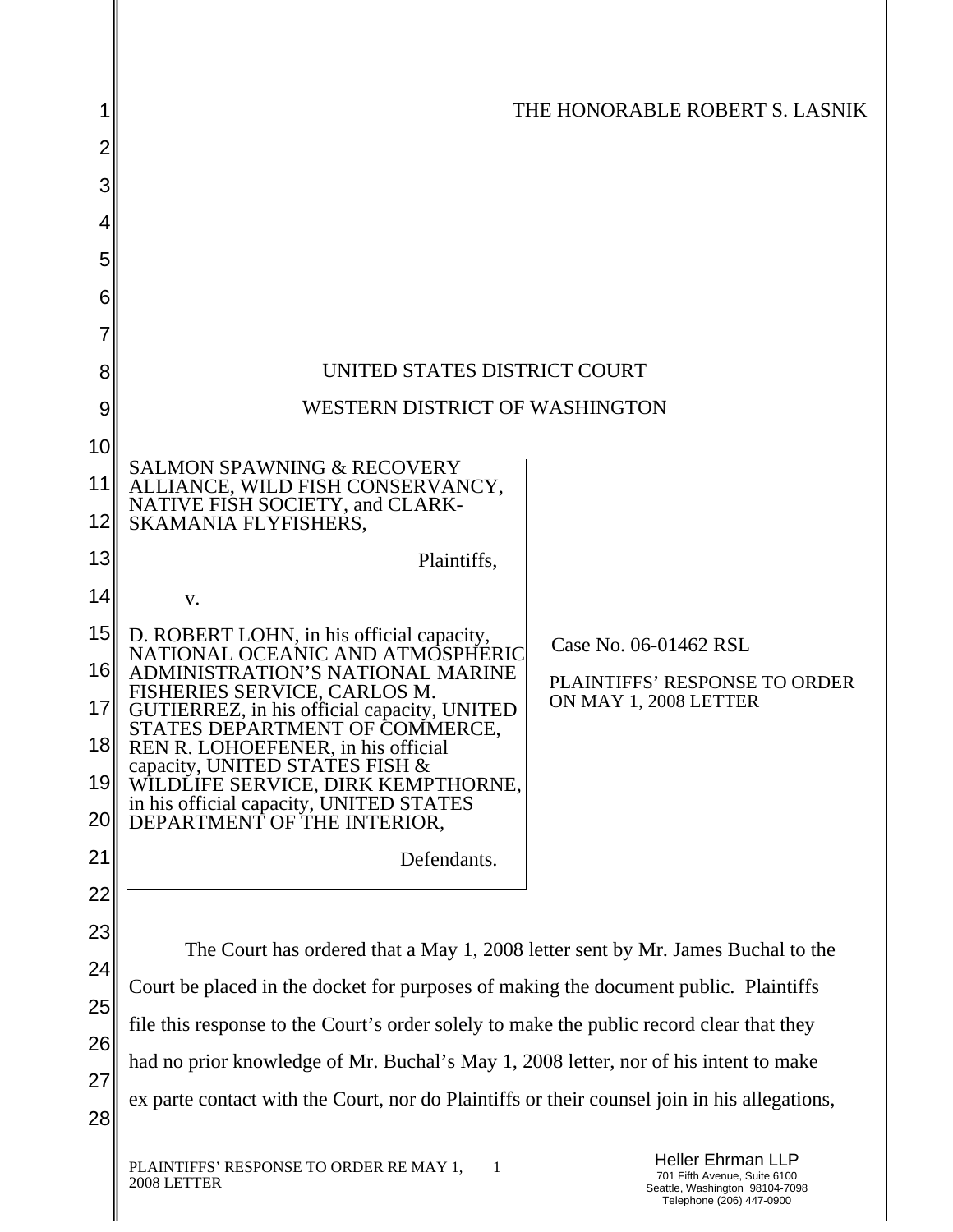THE HONORABLE ROBERT S. LASNIK

UNITED STATES DISTRICT COURT
WESTERN DISTRICT OF WASHINGTON

| | |
|---|---|
| SALMON SPAWNING & RECOVERY ALLIANCE, WILD FISH CONSERVANCY, NATIVE FISH SOCIETY, and CLARK-SKAMANIA FLYFISHERS,<br><br>Plaintifs,<br><br>v.<br><br>D. ROBERT LOHN, in his official capacity, NATIONAL OCEANIC AND ATMOSPHERIC ADMINISTRATION'S NATIONAL MARINE FISHERIES SERVICE, CARLOS M. GUTIERREZ, in his official capacity, UNITED STATES DEPARTMENT OF COMMERCE, REN R. LOHOEFENER, in his official capacity, UNITED STATES FISH & WILDLIFE SERVICE, DIRK KEMPTHORNE, in his official capacity, UNITED STATES DEPARTMENT OF THE INTERIOR,<br><br>Defendants. | Case No. 06-01462 RSL<br><br>PLAINTIFFS' RESPONSE TO ORDER ON MAY 1, 2008 LETTER |

The Court has ordered that a May 1, 2008 letter sent by Mr. James Buchal to the Court be placed in the docket for purposes of making the document public. Plaintiffs file this response to the Court's order solely to make the public record clear that they had no prior knowledge of Mr. Buchal's May 1, 2008 letter, nor of his intent to make ex parte contact with the Court, nor do Plaintiffs or their counsel join in his allegations,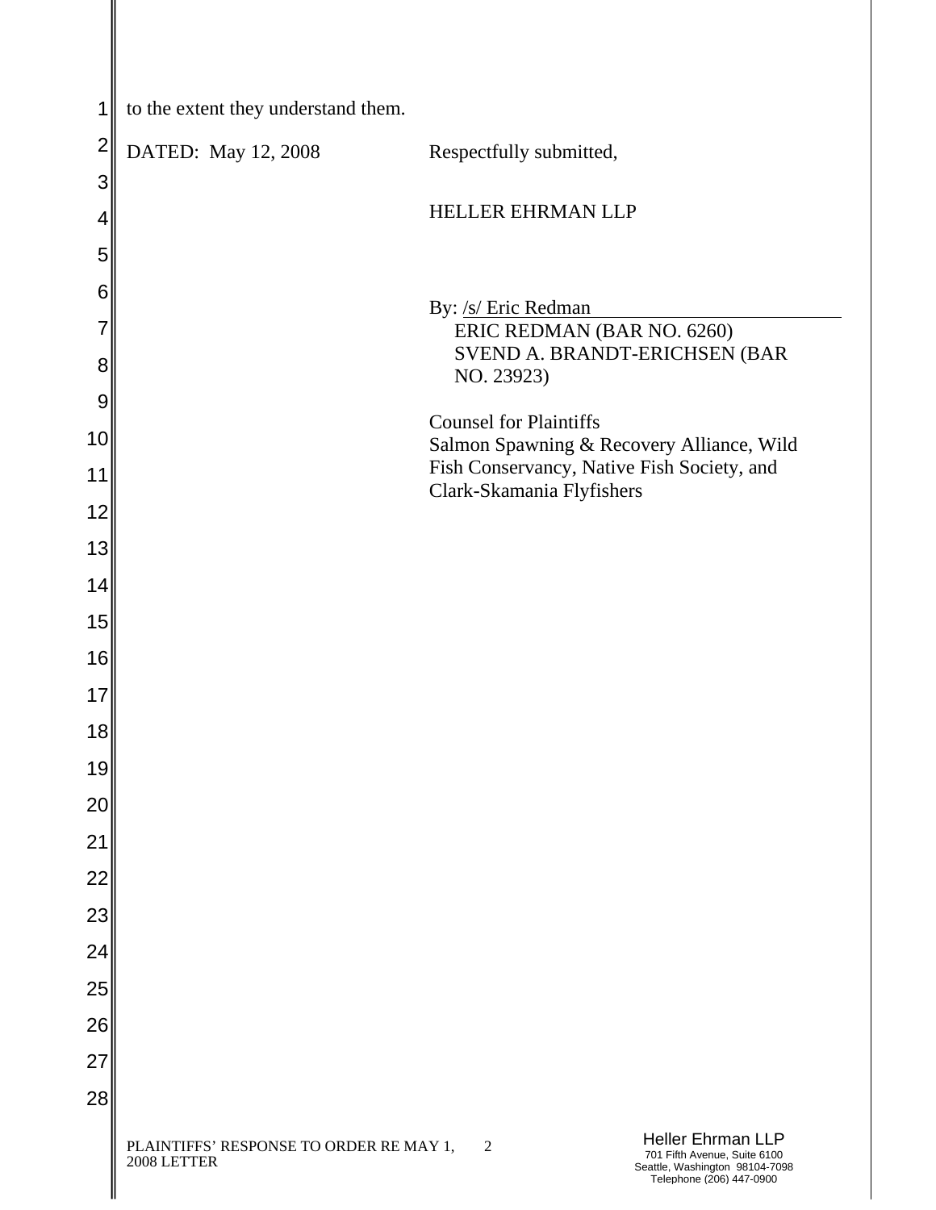to the extent they understand them.

DATED: May 12, 2008

Respectfully submitted,

HELLER EHRMAN LLP

By: /s/ Eric Redman
ERIC REDMAN (BAR NO. 6260)
SVEND A. BRANDT-ERICHSEN (BAR NO. 23923)

Counsel for Plaintiffs
Salmon Spawning & Recovery Alliance, Wild Fish Conservancy, Native Fish Society, and Clark-Skamania Flyfishers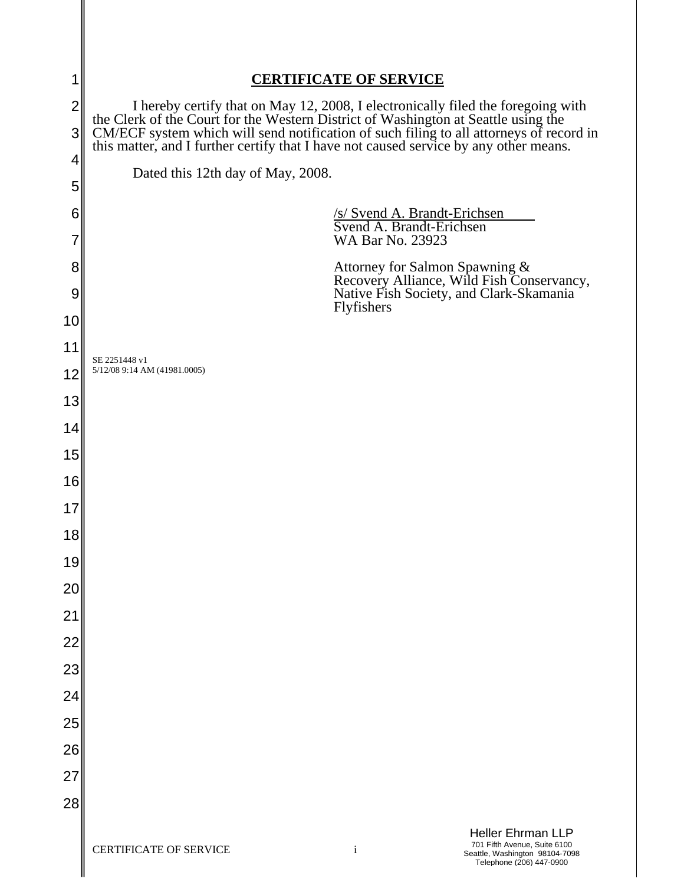## CERTIFICATE OF SERVICE

I hereby certify that on May 12, 2008, I electronically filed the foregoing with the Clerk of the Court for the Western District of Washington at Seattle using the CM/ECF system which will send notification of such filing to all attorneys of record in this matter, and I further certify that I have not caused service by any other means.

Dated this 12th day of May, 2008.

/s/ Svend A. Brandt-Erichsen
Svend A. Brandt-Erichsen
WA Bar No. 23923

Attorney for Salmon Spawning & Recovery Alliance, Wild Fish Conservancy, Native Fish Society, and Clark-Skamania Flyfishers

SE 2251448 v1
5/12/08 9:14 AM (41981.0005)